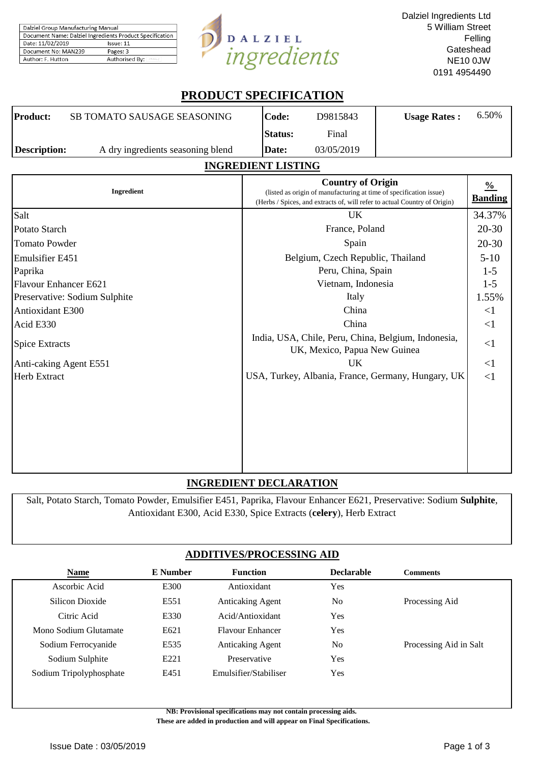| Dalziel Group Manufacturing Manual | |
|---|---|
| Document Name: Dalziel Ingredients Product Specification | |
| Date: 11/02/2019 | Issue: 11 |
| Document No: MAN239 | Pages: 3 |
| Author: F. Hutton | Authorised By: |

DALZIEL ingredients

Dalziel Ingredients Ltd
5 William Street
Felling
Gateshead
NE10 0JW
0191 4954490

# PRODUCT SPECIFICATION

| **Product:** | SB TOMATO SAUSAGE SEASONING | **Code:** | D9815843 | **Usage Rates :** | 6.50% |
|---|---|---|---|---|---|
| | | **Status:** | Final | | |
| **Description:** | A dry ingredients seasoning blend | **Date:** | 03/05/2019 | | |

## INGREDIENT LISTING

| Ingredient | **Country of Origin** (listed as origin of manufacturing at time of specification issue) (Herbs / Spices, and extracts of, will refer to actual Country of Origin) | **% Banding** |
|---|---|---|
| Salt | UK | 34.37% |
| Potato Starch | France, Poland | 20-30 |
| Tomato Powder | Spain | 20-30 |
| Emulsifier E451 | Belgium, Czech Republic, Thailand | 5-10 |
| Paprika | Peru, China, Spain | 1-5 |
| Flavour Enhancer E621 | Vietnam, Indonesia | 1-5 |
| Preservative: Sodium Sulphite | Italy | 1.55% |
| Antioxidant E300 | China | <1 |
| Acid E330 | China | <1 |
| Spice Extracts | India, USA, Chile, Peru, China, Belgium, Indonesia, UK, Mexico, Papua New Guinea | <1 |
| Anti-caking Agent E551 | UK | <1 |
| Herb Extract | USA, Turkey, Albania, France, Germany, Hungary, UK | <1 |

## INGREDIENT DECLARATION

Salt, Potato Starch, Tomato Powder, Emulsifier E451, Paprika, Flavour Enhancer E621, Preservative: Sodium **Sulphite**, Antioxidant E300, Acid E330, Spice Extracts (**celery**), Herb Extract

## ADDITIVES/PROCESSING AID

| Name | E Number | Function | Declarable | Comments |
|---|---|---|---|---|
| Ascorbic Acid | E300 | Antioxidant | Yes | |
| Silicon Dioxide | E551 | Anticaking Agent | No | Processing Aid |
| Citric Acid | E330 | Acid/Antioxidant | Yes | |
| Mono Sodium Glutamate | E621 | Flavour Enhancer | Yes | |
| Sodium Ferrocyanide | E535 | Anticaking Agent | No | Processing Aid in Salt |
| Sodium Sulphite | E221 | Preservative | Yes | |
| Sodium Tripolyphosphate | E451 | Emulsifier/Stabiliser | Yes | |

**NB: Provisional specifications may not contain processing aids.**
**These are added in production and will appear on Final Specifications.**

Issue Date : 03/05/2019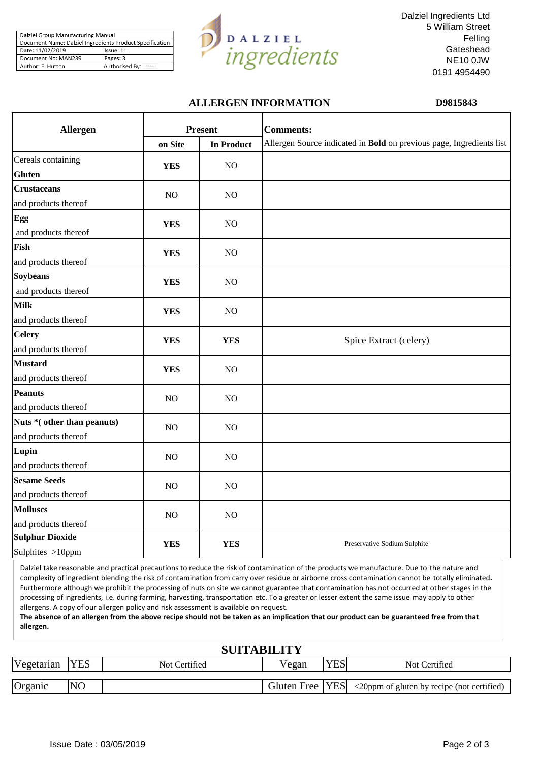| Dalziel Group Manufacturing Manual | |
|---|---|
| Document Name: Dalziel Ingredients Product Specification | |
| Date: 11/02/2019 | Issue: 11 |
| Document No: MAN239 | Pages: 3 |
| Author: F. Hutton | Authorised By: |

Dalziel Ingredients Ltd
5 William Street
Felling
Gateshead
NE10 0JW
0191 4954490

## ALLERGEN INFORMATION

**D9815843**

| **Allergen** | **Present** | | **Comments:** |
|---|---|---|---|
| | **on Site** | **In Product** | Allergen Source indicated in **Bold** on previous page, Ingredients list |
| Cereals containing **Gluten** | **YES** | NO | |
| **Crustaceans** and products thereof | NO | NO | |
| **Egg** and products thereof | **YES** | NO | |
| **Fish** and products thereof | **YES** | NO | |
| **Soybeans** and products thereof | **YES** | NO | |
| **Milk** and products thereof | **YES** | NO | |
| **Celery** and products thereof | **YES** | **YES** | Spice Extract (celery) |
| **Mustard** and products thereof | **YES** | NO | |
| **Peanuts** and products thereof | NO | NO | |
| **Nuts *( other than peanuts)** and products thereof | NO | NO | |
| **Lupin** and products thereof | NO | NO | |
| **Sesame Seeds** and products thereof | NO | NO | |
| **Molluscs** and products thereof | NO | NO | |
| **Sulphur Dioxide** Sulphites >10ppm | **YES** | **YES** | Preservative Sodium Sulphite |

Dalziel take reasonable and practical precautions to reduce the risk of contamination of the products we manufacture. Due to the nature and complexity of ingredient blending the risk of contamination from carry over residue or airborne cross contamination cannot be totally eliminated. Furthermore although we prohibit the processing of nuts on site we cannot guarantee that contamination has not occurred at other stages in the processing of ingredients, i.e. during farming, harvesting, transportation etc. To a greater or lesser extent the same issue may apply to other allergens. A copy of our allergen policy and risk assessment is available on request.

**The absence of an allergen from the above recipe should not be taken as an implication that our product can be guaranteed free from that allergen.**

## SUITABILITY

| Vegetarian | YES | Not Certified | Vegan | YES | Not Certified |
|---|---|---|---|---|---|
| Organic | NO | | Gluten Free | YES | <20ppm of gluten by recipe (not certified) |

Issue Date : 03/05/2019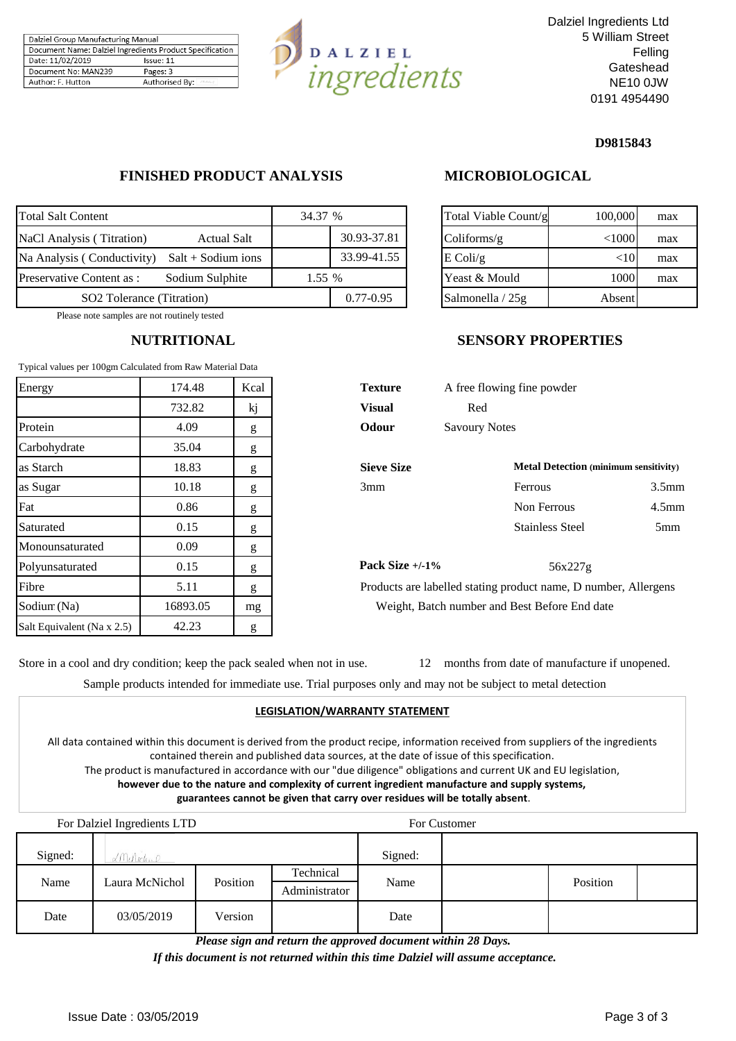| | |
|---|---|
| Dalziel Group Manufacturing Manual | |
| Document Name: Dalziel Ingredients Product Specification | |
| Date: 11/02/2019 | Issue: 11 |
| Document No: MAN239 | Pages: 3 |
| Author: F. Hutton | Authorised By: |

Dalziel Ingredients Ltd
5 William Street
Felling
Gateshead
NE10 0JW
0191 4954490

**D9815843**

## FINISHED PRODUCT ANALYSIS

| | | | |
|---|---|---|---|
| Total Salt Content | | 34.37 % | |
| NaCl Analysis ( Titration) | Actual Salt | | 30.93-37.81 |
| Na Analysis ( Conductivity) | Salt + Sodium ions | | 33.99-41.55 |
| Preservative Content as : | Sodium Sulphite | 1.55 % | |
| SO2 Tolerance (Titration) | | | 0.77-0.95 |

Please note samples are not routinely tested

## MICROBIOLOGICAL

| | | |
|---|---|---|
| Total Viable Count/g | 100,000 | max |
| Coliforms/g | <1000 | max |
| E Coli/g | <10 | max |
| Yeast & Mould | 1000 | max |
| Salmonella / 25g | Absent | |

## NUTRITIONAL

Typical values per 100gm Calculated from Raw Material Data

| | | |
|---|---|---|
| Energy | 174.48 | Kcal |
| | 732.82 | kj |
| Protein | 4.09 | g |
| Carbohydrate | 35.04 | g |
| as Starch | 18.83 | g |
| as Sugar | 10.18 | g |
| Fat | 0.86 | g |
| Saturated | 0.15 | g |
| Monounsaturated | 0.09 | g |
| Polyunsaturated | 0.15 | g |
| Fibre | 5.11 | g |
| Sodium (Na) | 16893.05 | mg |
| Salt Equivalent (Na x 2.5) | 42.23 | g |

## SENSORY PROPERTIES

**Texture** A free flowing fine powder

**Visual** Red

**Odour** Savoury Notes

**Sieve Size**

3mm

**Metal Detection (minimum sensitivity)**

| | |
|---|---|
| Ferrous | 3.5mm |
| Non Ferrous | 4.5mm |
| Stainless Steel | 5mm |

**Pack Size +/-1%** 56x227g

Products are labelled stating product name, D number, Allergens Weight, Batch number and Best Before End date

Store in a cool and dry condition; keep the pack sealed when not in use. 12 months from date of manufacture if unopened.

Sample products intended for immediate use. Trial purposes only and may not be subject to metal detection

**LEGISLATION/WARRANTY STATEMENT**

All data contained within this document is derived from the product recipe, information received from suppliers of the ingredients contained therein and published data sources, at the date of issue of this specification.
The product is manufactured in accordance with our "due diligence" obligations and current UK and EU legislation,
**however due to the nature and complexity of current ingredient manufacture and supply systems, guarantees cannot be given that carry over residues will be totally absent**.

| For Dalziel Ingredients LTD | | | | For Customer | | | |
|---|---|---|---|---|---|---|---|
| Signed: | *(signature)* | | | Signed: | | | |
| Name | Laura McNichol | Position | Technical Administrator | Name | | Position | |
| Date | 03/05/2019 | Version | | Date | | | |

***Please sign and return the approved document within 28 Days.***

***If this document is not returned within this time Dalziel will assume acceptance.***

Issue Date : 03/05/2019